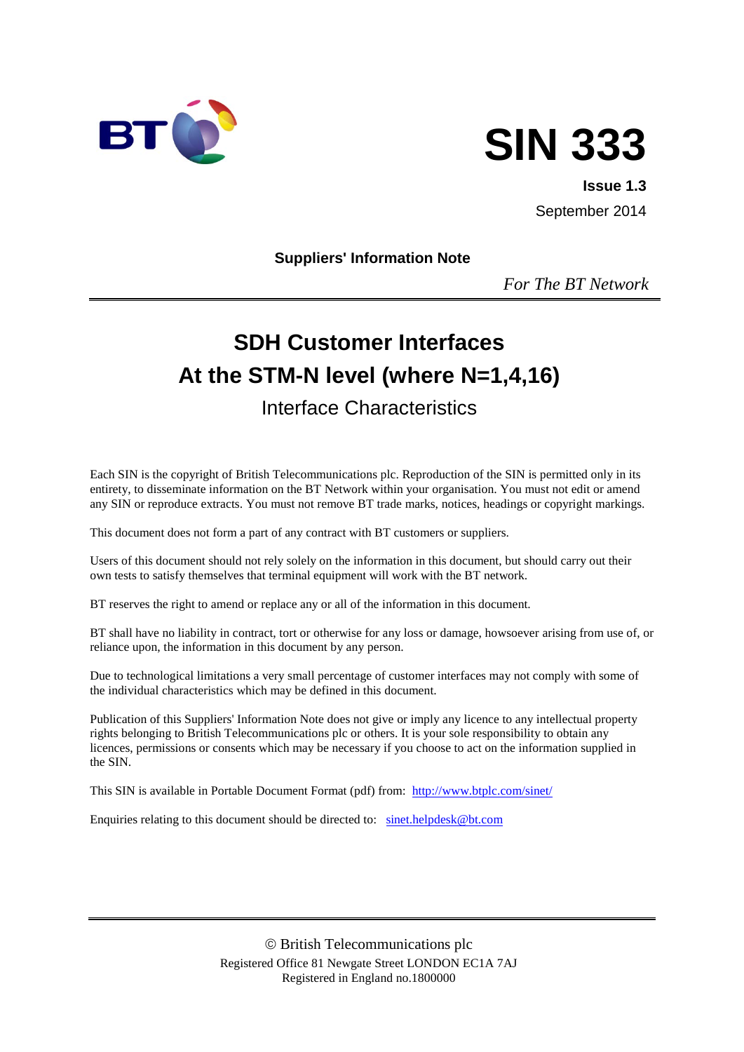BT

# SIN 333

**Issue 1.3**

September 2014

**Suppliers' Information Note**

*For The BT Network*

---

## SDH Customer Interfaces
## At the STM-N level (where N=1,4,16)

### Interface Characteristics

Each SIN is the copyright of British Telecommunications plc. Reproduction of the SIN is permitted only in its entirety, to disseminate information on the BT Network within your organisation. You must not edit or amend any SIN or reproduce extracts. You must not remove BT trade marks, notices, headings or copyright markings.

This document does not form a part of any contract with BT customers or suppliers.

Users of this document should not rely solely on the information in this document, but should carry out their own tests to satisfy themselves that terminal equipment will work with the BT network.

BT reserves the right to amend or replace any or all of the information in this document.

BT shall have no liability in contract, tort or otherwise for any loss or damage, howsoever arising from use of, or reliance upon, the information in this document by any person.

Due to technological limitations a very small percentage of customer interfaces may not comply with some of the individual characteristics which may be defined in this document.

Publication of this Suppliers' Information Note does not give or imply any licence to any intellectual property rights belonging to British Telecommunications plc or others. It is your sole responsibility to obtain any licences, permissions or consents which may be necessary if you choose to act on the information supplied in the SIN.

This SIN is available in Portable Document Format (pdf) from: http://www.btplc.com/sinet/

Enquiries relating to this document should be directed to: sinet.helpdesk@bt.com

---

© British Telecommunications plc
Registered Office 81 Newgate Street LONDON EC1A 7AJ
Registered in England no.1800000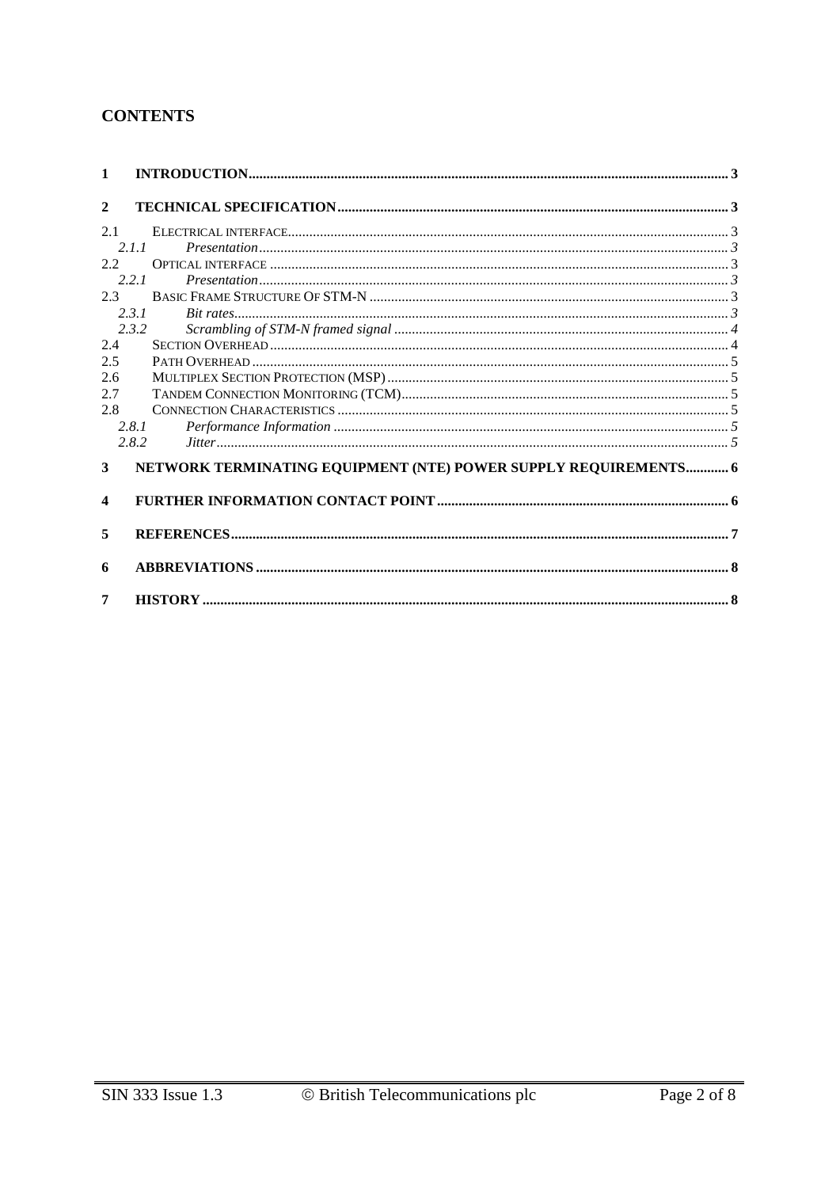## CONTENTS

1 INTRODUCTION ... 3

2 TECHNICAL SPECIFICATION ... 3

- 2.1 ELECTRICAL INTERFACE ... 3
  - 2.1.1 *Presentation* ... 3
- 2.2 OPTICAL INTERFACE ... 3
  - 2.2.1 *Presentation* ... 3
- 2.3 BASIC FRAME STRUCTURE OF STM-N ... 3
  - 2.3.1 *Bit rates* ... 3
  - 2.3.2 *Scrambling of STM-N framed signal* ... 4
- 2.4 SECTION OVERHEAD ... 4
- 2.5 PATH OVERHEAD ... 5
- 2.6 MULTIPLEX SECTION PROTECTION (MSP) ... 5
- 2.7 TANDEM CONNECTION MONITORING (TCM) ... 5
- 2.8 CONNECTION CHARACTERISTICS ... 5
  - 2.8.1 *Performance Information* ... 5
  - 2.8.2 *Jitter* ... 5

3 NETWORK TERMINATING EQUIPMENT (NTE) POWER SUPPLY REQUIREMENTS ... 6

4 FURTHER INFORMATION CONTACT POINT ... 6

5 REFERENCES ... 7

6 ABBREVIATIONS ... 8

7 HISTORY ... 8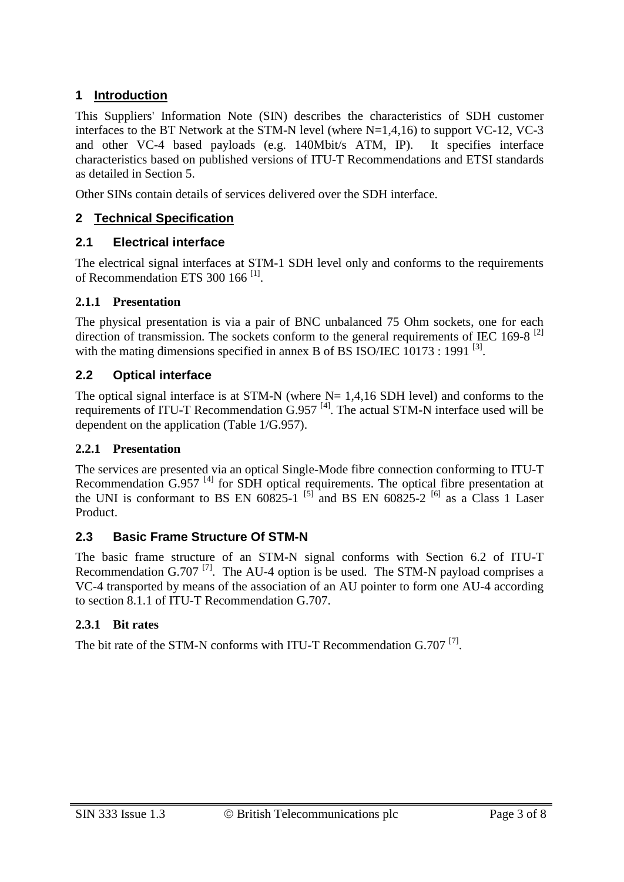# 1 Introduction

This Suppliers' Information Note (SIN) describes the characteristics of SDH customer interfaces to the BT Network at the STM-N level (where N=1,4,16) to support VC-12, VC-3 and other VC-4 based payloads (e.g. 140Mbit/s ATM, IP). It specifies interface characteristics based on published versions of ITU-T Recommendations and ETSI standards as detailed in Section 5.

Other SINs contain details of services delivered over the SDH interface.

# 2 Technical Specification

## 2.1 Electrical interface

The electrical signal interfaces at STM-1 SDH level only and conforms to the requirements of Recommendation ETS 300 166 [1].

### 2.1.1 Presentation

The physical presentation is via a pair of BNC unbalanced 75 Ohm sockets, one for each direction of transmission. The sockets conform to the general requirements of IEC 169-8 [2] with the mating dimensions specified in annex B of BS ISO/IEC 10173 : 1991 [3].

## 2.2 Optical interface

The optical signal interface is at STM-N (where N= 1,4,16 SDH level) and conforms to the requirements of ITU-T Recommendation G.957 [4]. The actual STM-N interface used will be dependent on the application (Table 1/G.957).

### 2.2.1 Presentation

The services are presented via an optical Single-Mode fibre connection conforming to ITU-T Recommendation G.957 [4] for SDH optical requirements. The optical fibre presentation at the UNI is conformant to BS EN 60825-1 [5] and BS EN 60825-2 [6] as a Class 1 Laser Product.

## 2.3 Basic Frame Structure Of STM-N

The basic frame structure of an STM-N signal conforms with Section 6.2 of ITU-T Recommendation G.707 [7]. The AU-4 option is be used. The STM-N payload comprises a VC-4 transported by means of the association of an AU pointer to form one AU-4 according to section 8.1.1 of ITU-T Recommendation G.707.

### 2.3.1 Bit rates

The bit rate of the STM-N conforms with ITU-T Recommendation G.707 [7].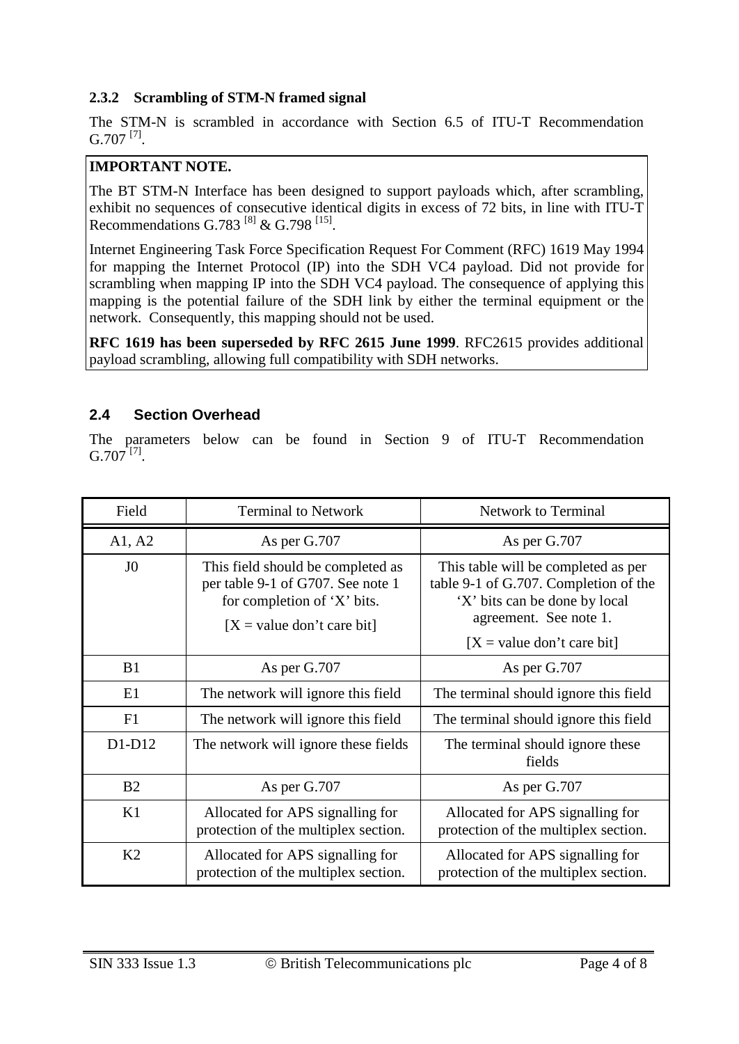### 2.3.2 Scrambling of STM-N framed signal

The STM-N is scrambled in accordance with Section 6.5 of ITU-T Recommendation G.707 [7].

**IMPORTANT NOTE.**

The BT STM-N Interface has been designed to support payloads which, after scrambling, exhibit no sequences of consecutive identical digits in excess of 72 bits, in line with ITU-T Recommendations G.783 [8] & G.798 [15].

Internet Engineering Task Force Specification Request For Comment (RFC) 1619 May 1994 for mapping the Internet Protocol (IP) into the SDH VC4 payload. Did not provide for scrambling when mapping IP into the SDH VC4 payload. The consequence of applying this mapping is the potential failure of the SDH link by either the terminal equipment or the network. Consequently, this mapping should not be used.

**RFC 1619 has been superseded by RFC 2615 June 1999**. RFC2615 provides additional payload scrambling, allowing full compatibility with SDH networks.

## 2.4 Section Overhead

The parameters below can be found in Section 9 of ITU-T Recommendation G.707 [7].

| Field | Terminal to Network | Network to Terminal |
|---|---|---|
| A1, A2 | As per G.707 | As per G.707 |
| J0 | This field should be completed as per table 9-1 of G707. See note 1 for completion of 'X' bits. [X = value don't care bit] | This table will be completed as per table 9-1 of G.707. Completion of the 'X' bits can be done by local agreement. See note 1. [X = value don't care bit] |
| B1 | As per G.707 | As per G.707 |
| E1 | The network will ignore this field | The terminal should ignore this field |
| F1 | The network will ignore this field | The terminal should ignore this field |
| D1-D12 | The network will ignore these fields | The terminal should ignore these fields |
| B2 | As per G.707 | As per G.707 |
| K1 | Allocated for APS signalling for protection of the multiplex section. | Allocated for APS signalling for protection of the multiplex section. |
| K2 | Allocated for APS signalling for protection of the multiplex section. | Allocated for APS signalling for protection of the multiplex section. |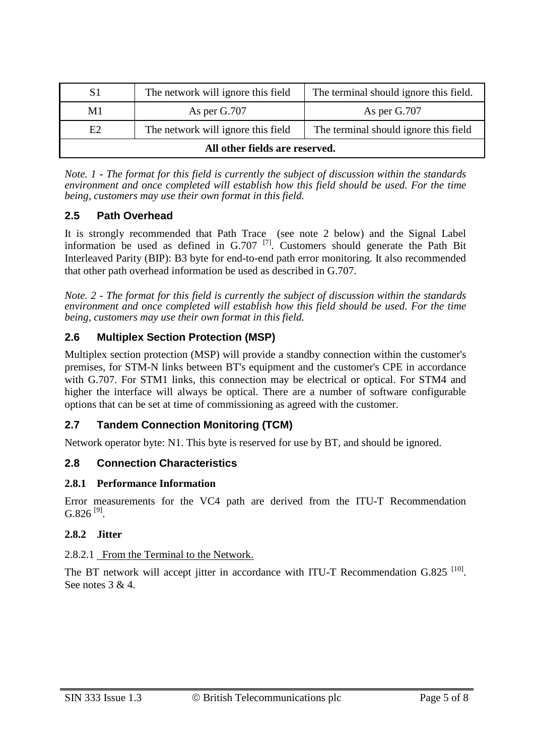| S1 | The network will ignore this field | The terminal should ignore this field. |
|---|---|---|
| M1 | As per G.707 | As per G.707 |
| E2 | The network will ignore this field | The terminal should ignore this field |
| **All other fields are reserved.** | | |

*Note. 1 - The format for this field is currently the subject of discussion within the standards environment and once completed will establish how this field should be used. For the time being, customers may use their own format in this field.*

## 2.5 Path Overhead

It is strongly recommended that Path Trace (see note 2 below) and the Signal Label information be used as defined in G.707 [7]. Customers should generate the Path Bit Interleaved Parity (BIP): B3 byte for end-to-end path error monitoring. It also recommended that other path overhead information be used as described in G.707.

*Note. 2 - The format for this field is currently the subject of discussion within the standards environment and once completed will establish how this field should be used. For the time being, customers may use their own format in this field.*

## 2.6 Multiplex Section Protection (MSP)

Multiplex section protection (MSP) will provide a standby connection within the customer's premises, for STM-N links between BT's equipment and the customer's CPE in accordance with G.707. For STM1 links, this connection may be electrical or optical. For STM4 and higher the interface will always be optical. There are a number of software configurable options that can be set at time of commissioning as agreed with the customer.

## 2.7 Tandem Connection Monitoring (TCM)

Network operator byte: N1. This byte is reserved for use by BT, and should be ignored.

## 2.8 Connection Characteristics

### 2.8.1 Performance Information

Error measurements for the VC4 path are derived from the ITU-T Recommendation G.826 [9].

### 2.8.2 Jitter

2.8.2.1 From the Terminal to the Network.

The BT network will accept jitter in accordance with ITU-T Recommendation G.825 [10]. See notes 3 & 4.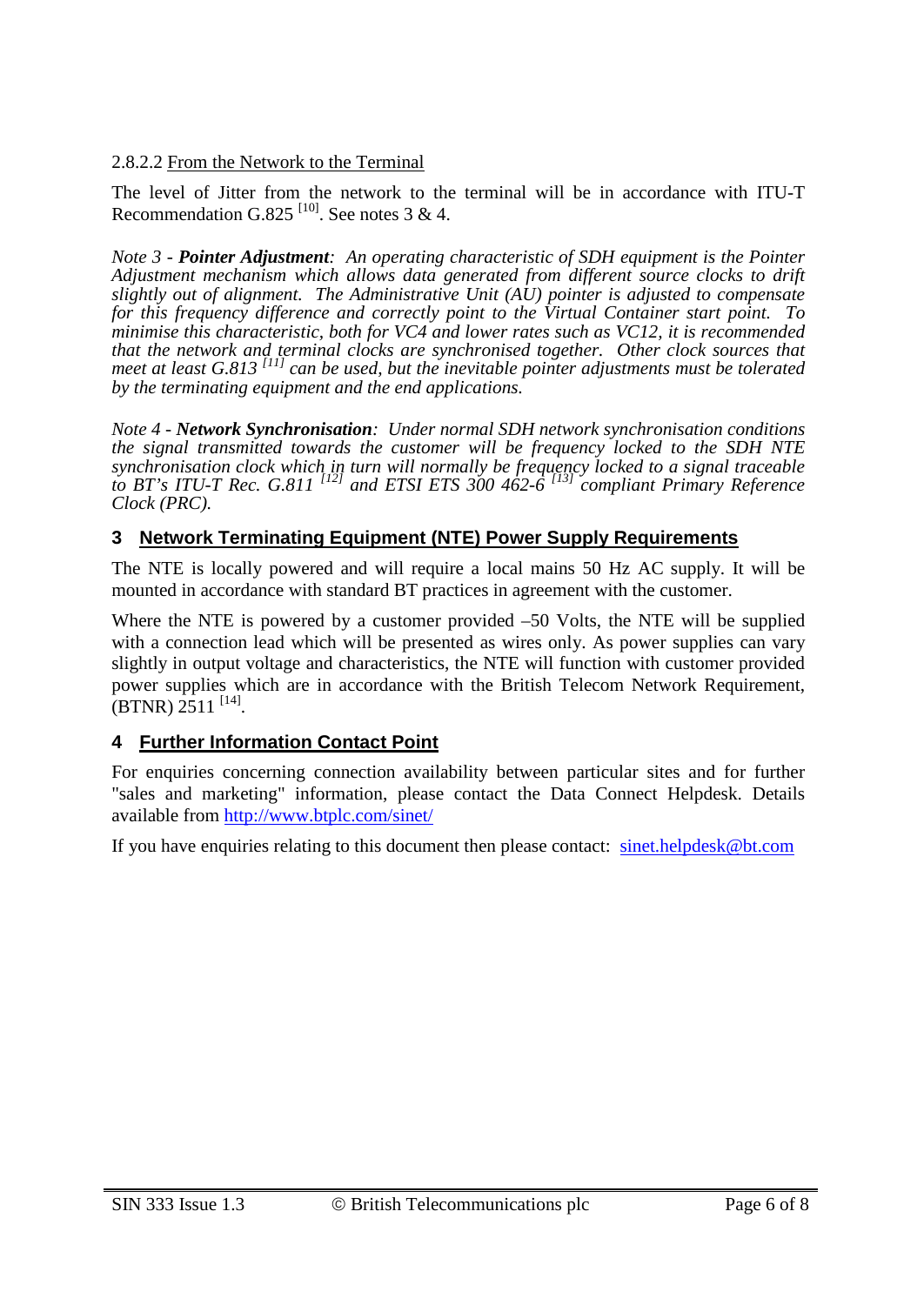#### 2.8.2.2 From the Network to the Terminal

The level of Jitter from the network to the terminal will be in accordance with ITU-T Recommendation G.825 [10]. See notes 3 & 4.

*Note 3 - **Pointer Adjustment**: An operating characteristic of SDH equipment is the Pointer Adjustment mechanism which allows data generated from different source clocks to drift slightly out of alignment. The Administrative Unit (AU) pointer is adjusted to compensate for this frequency difference and correctly point to the Virtual Container start point. To minimise this characteristic, both for VC4 and lower rates such as VC12, it is recommended that the network and terminal clocks are synchronised together. Other clock sources that meet at least G.813 [11] can be used, but the inevitable pointer adjustments must be tolerated by the terminating equipment and the end applications.*

*Note 4 - **Network Synchronisation**: Under normal SDH network synchronisation conditions the signal transmitted towards the customer will be frequency locked to the SDH NTE synchronisation clock which in turn will normally be frequency locked to a signal traceable to BT's ITU-T Rec. G.811 [12] and ETSI ETS 300 462-6 [13] compliant Primary Reference Clock (PRC).*

## 3 Network Terminating Equipment (NTE) Power Supply Requirements

The NTE is locally powered and will require a local mains 50 Hz AC supply. It will be mounted in accordance with standard BT practices in agreement with the customer.

Where the NTE is powered by a customer provided –50 Volts, the NTE will be supplied with a connection lead which will be presented as wires only. As power supplies can vary slightly in output voltage and characteristics, the NTE will function with customer provided power supplies which are in accordance with the British Telecom Network Requirement, (BTNR) 2511 [14].

## 4 Further Information Contact Point

For enquiries concerning connection availability between particular sites and for further "sales and marketing" information, please contact the Data Connect Helpdesk. Details available from http://www.btplc.com/sinet/

If you have enquiries relating to this document then please contact: sinet.helpdesk@bt.com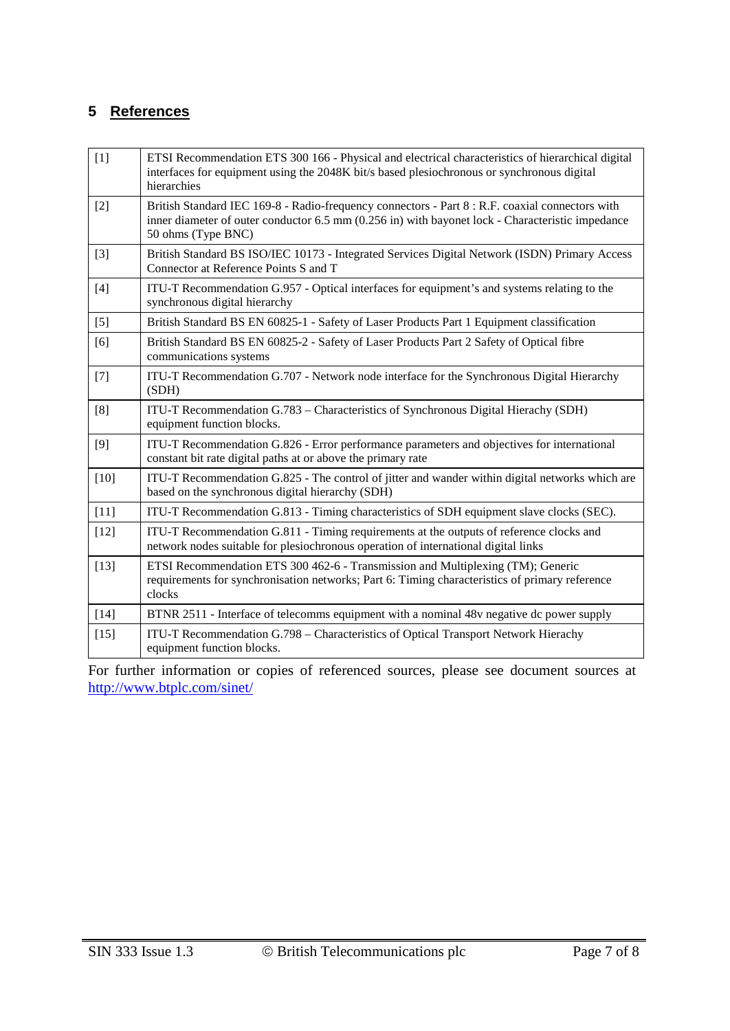## 5 References

| | |
|---|---|
| [1] | ETSI Recommendation ETS 300 166 - Physical and electrical characteristics of hierarchical digital interfaces for equipment using the 2048K bit/s based plesiochronous or synchronous digital hierarchies |
| [2] | British Standard IEC 169-8 - Radio-frequency connectors - Part 8 : R.F. coaxial connectors with inner diameter of outer conductor 6.5 mm (0.256 in) with bayonet lock - Characteristic impedance 50 ohms (Type BNC) |
| [3] | British Standard BS ISO/IEC 10173 - Integrated Services Digital Network (ISDN) Primary Access Connector at Reference Points S and T |
| [4] | ITU-T Recommendation G.957 - Optical interfaces for equipment's and systems relating to the synchronous digital hierarchy |
| [5] | British Standard BS EN 60825-1 - Safety of Laser Products Part 1 Equipment classification |
| [6] | British Standard BS EN 60825-2 - Safety of Laser Products Part 2 Safety of Optical fibre communications systems |
| [7] | ITU-T Recommendation G.707 - Network node interface for the Synchronous Digital Hierarchy (SDH) |
| [8] | ITU-T Recommendation G.783 – Characteristics of Synchronous Digital Hierachy (SDH) equipment function blocks. |
| [9] | ITU-T Recommendation G.826 - Error performance parameters and objectives for international constant bit rate digital paths at or above the primary rate |
| [10] | ITU-T Recommendation G.825 - The control of jitter and wander within digital networks which are based on the synchronous digital hierarchy (SDH) |
| [11] | ITU-T Recommendation G.813 - Timing characteristics of SDH equipment slave clocks (SEC). |
| [12] | ITU-T Recommendation G.811 - Timing requirements at the outputs of reference clocks and network nodes suitable for plesiochronous operation of international digital links |
| [13] | ETSI Recommendation ETS 300 462-6 - Transmission and Multiplexing (TM); Generic requirements for synchronisation networks; Part 6: Timing characteristics of primary reference clocks |
| [14] | BTNR 2511 - Interface of telecomms equipment with a nominal 48v negative dc power supply |
| [15] | ITU-T Recommendation G.798 – Characteristics of Optical Transport Network Hierachy equipment function blocks. |

For further information or copies of referenced sources, please see document sources at http://www.btplc.com/sinet/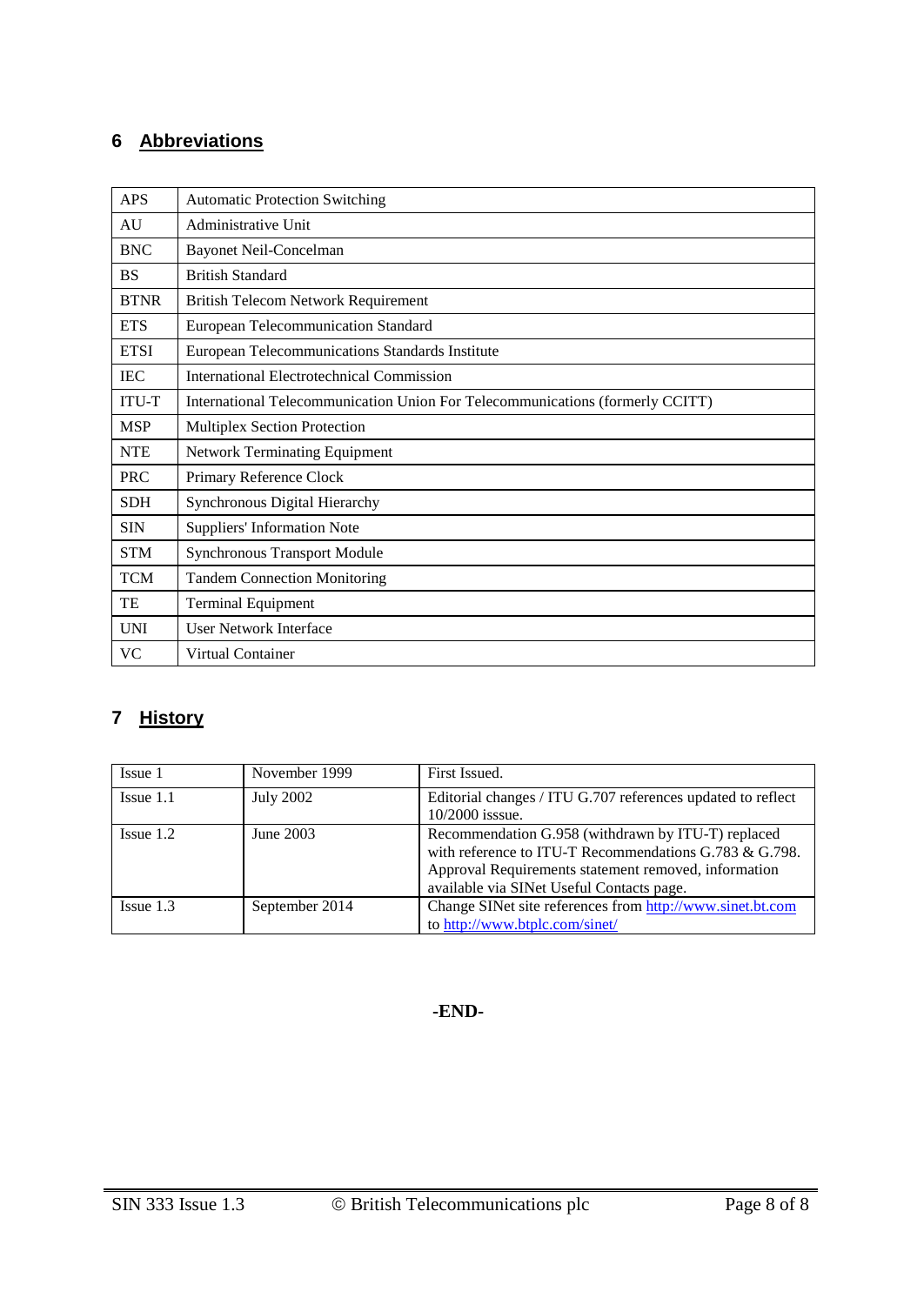## 6 Abbreviations

| | |
|---|---|
| APS | Automatic Protection Switching |
| AU | Administrative Unit |
| BNC | Bayonet Neil-Concelman |
| BS | British Standard |
| BTNR | British Telecom Network Requirement |
| ETS | European Telecommunication Standard |
| ETSI | European Telecommunications Standards Institute |
| IEC | International Electrotechnical Commission |
| ITU-T | International Telecommunication Union For Telecommunications (formerly CCITT) |
| MSP | Multiplex Section Protection |
| NTE | Network Terminating Equipment |
| PRC | Primary Reference Clock |
| SDH | Synchronous Digital Hierarchy |
| SIN | Suppliers' Information Note |
| STM | Synchronous Transport Module |
| TCM | Tandem Connection Monitoring |
| TE | Terminal Equipment |
| UNI | User Network Interface |
| VC | Virtual Container |

## 7 History

| | | |
|---|---|---|
| Issue 1 | November 1999 | First Issued. |
| Issue 1.1 | July 2002 | Editorial changes / ITU G.707 references updated to reflect 10/2000 isssue. |
| Issue 1.2 | June 2003 | Recommendation G.958 (withdrawn by ITU-T) replaced with reference to ITU-T Recommendations G.783 & G.798. Approval Requirements statement removed, information available via SINet Useful Contacts page. |
| Issue 1.3 | September 2014 | Change SINet site references from http://www.sinet.bt.com to http://www.btplc.com/sinet/ |

**-END-**